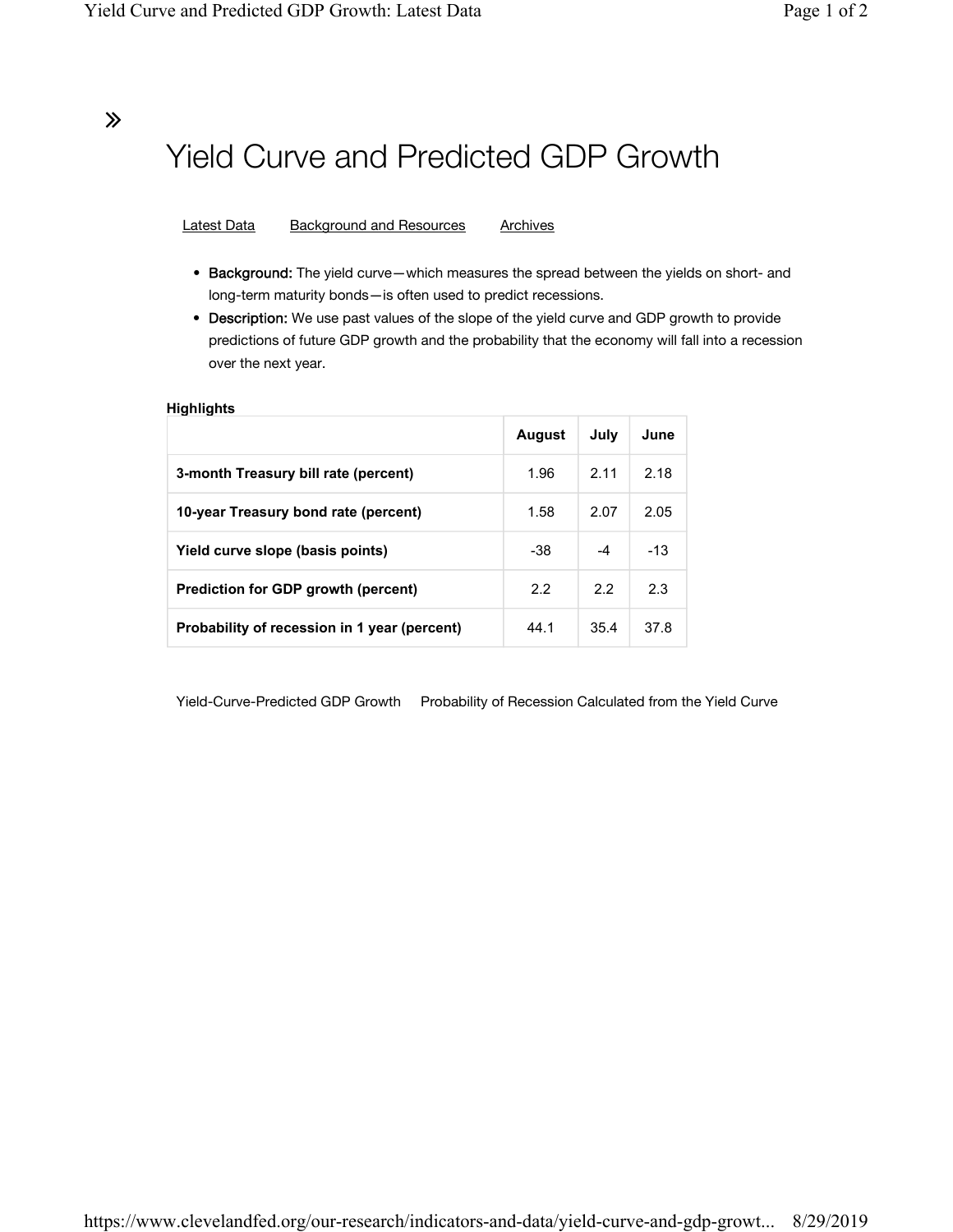# Yield Curve and Predicted GDP Growth

Latest Data    Background and Resources    Archives

- **Background:** The yield curve—which measures the spread between the yields on short- and long-term maturity bonds—is often used to predict recessions.
- **Description:** We use past values of the slope of the yield curve and GDP growth to provide predictions of future GDP growth and the probability that the economy will fall into a recession over the next year.

**Highlights**

| | August | July | June |
|---|---|---|---|
| **3-month Treasury bill rate (percent)** | 1.96 | 2.11 | 2.18 |
| **10-year Treasury bond rate (percent)** | 1.58 | 2.07 | 2.05 |
| **Yield curve slope (basis points)** | -38 | -4 | -13 |
| **Prediction for GDP growth (percent)** | 2.2 | 2.2 | 2.3 |
| **Probability of recession in 1 year (percent)** | 44.1 | 35.4 | 37.8 |

Yield-Curve-Predicted GDP Growth    Probability of Recession Calculated from the Yield Curve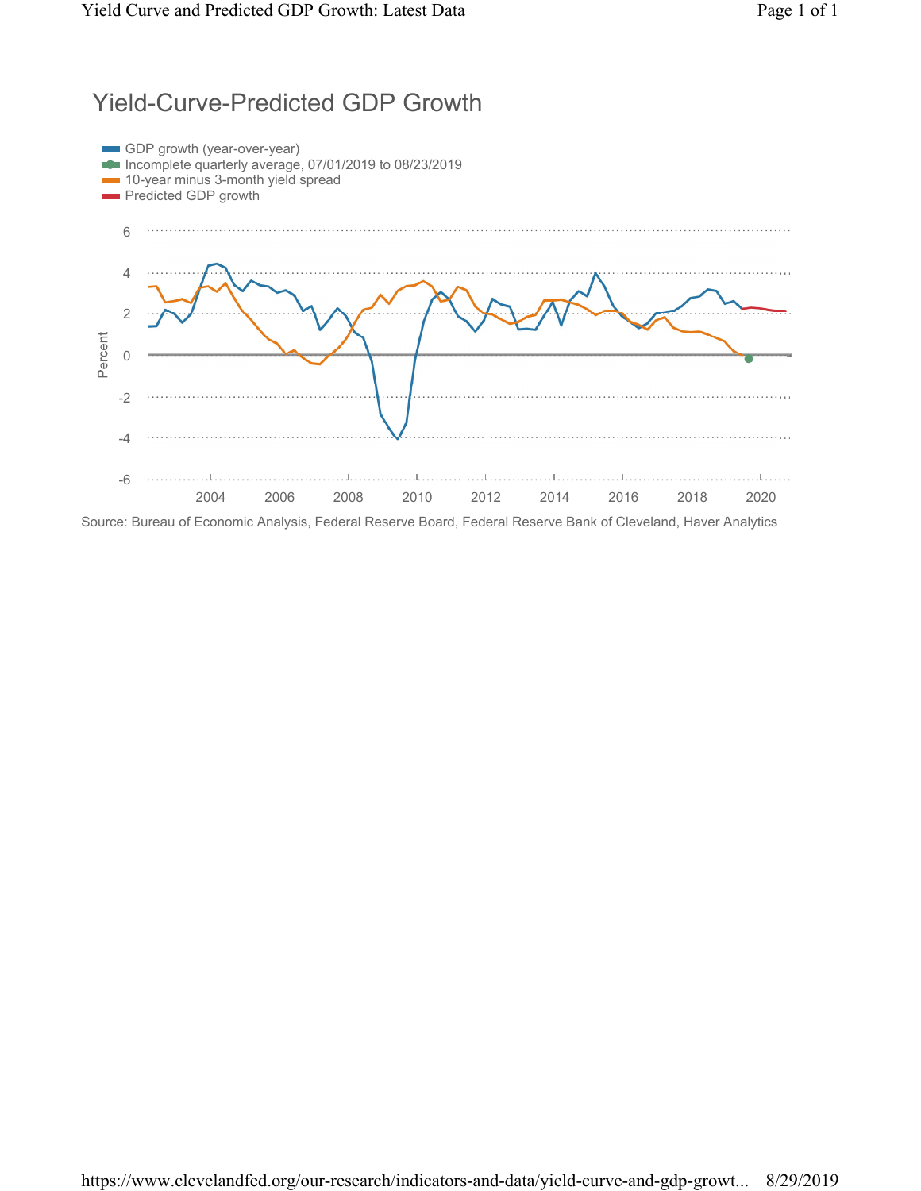# Yield-Curve-Predicted GDP Growth

- GDP growth (year-over-year)
- Incomplete quarterly average, 07/01/2019 to 08/23/2019
- 10-year minus 3-month yield spread
- Predicted GDP growth

Percent

6
4
2
0
-2
-4
-6

2004 2006 2008 2010 2012 2014 2016 2018 2020

Source: Bureau of Economic Analysis, Federal Reserve Board, Federal Reserve Bank of Cleveland, Haver Analytics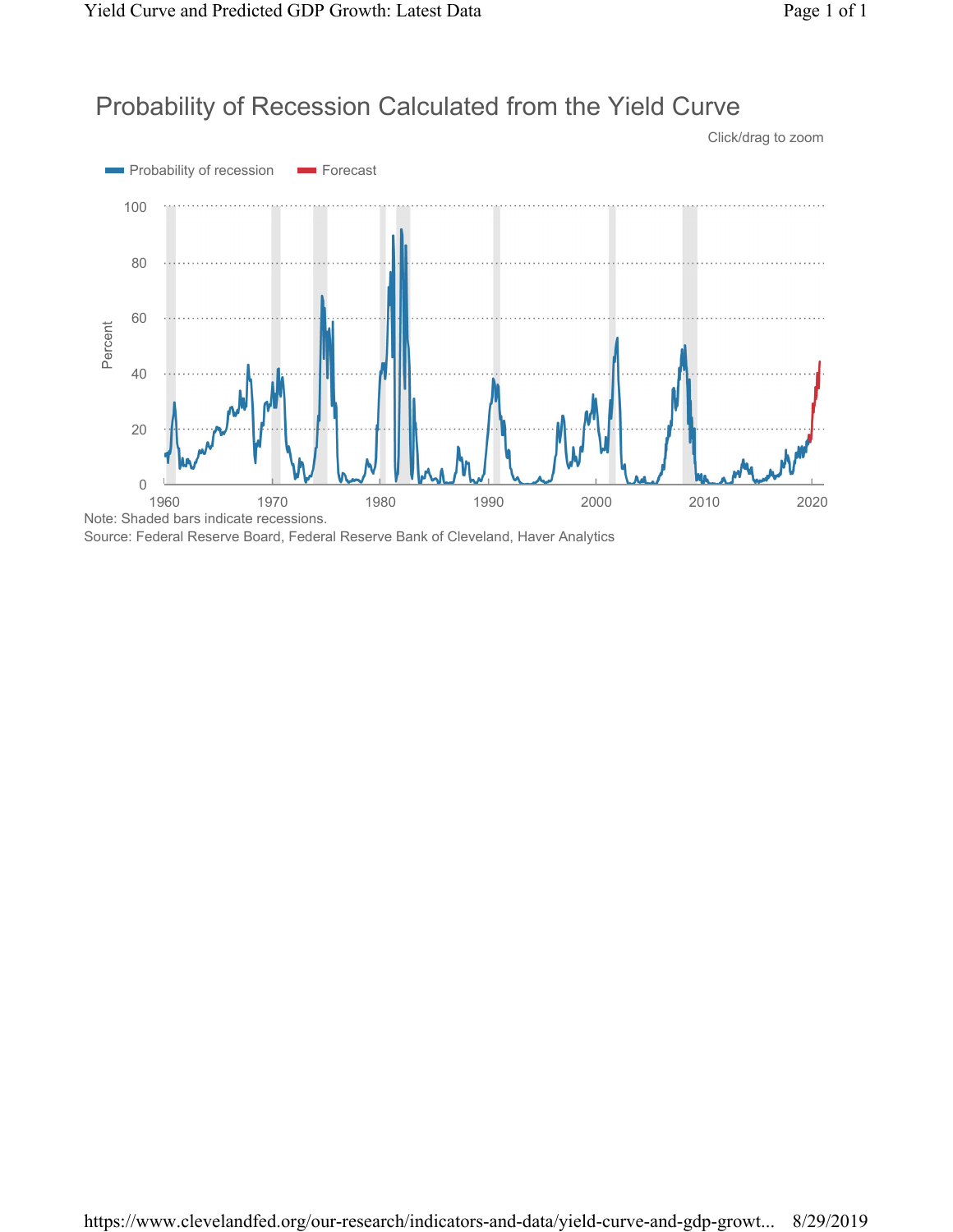# Probability of Recession Calculated from the Yield Curve

Click/drag to zoom

Probability of recession | Forecast

Note: Shaded bars indicate recessions.
Source: Federal Reserve Board, Federal Reserve Bank of Cleveland, Haver Analytics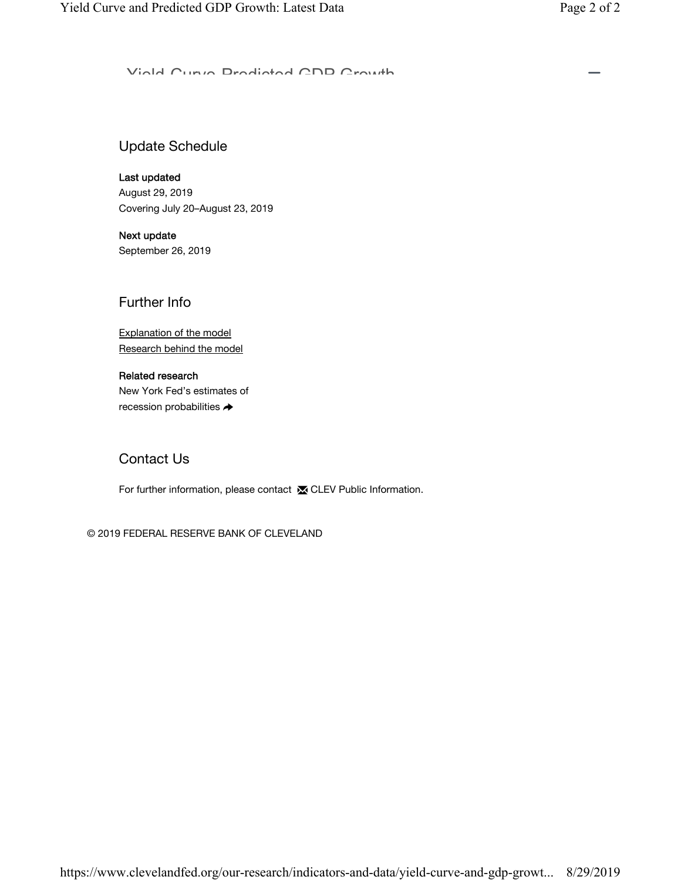Yield Curve Predicted GDP Growth

## Update Schedule

**Last updated**
August 29, 2019
Covering July 20–August 23, 2019

**Next update**
September 26, 2019

## Further Info

Explanation of the model
Research behind the model

**Related research**
New York Fed's estimates of recession probabilities

## Contact Us

For further information, please contact CLEV Public Information.

© 2019 FEDERAL RESERVE BANK OF CLEVELAND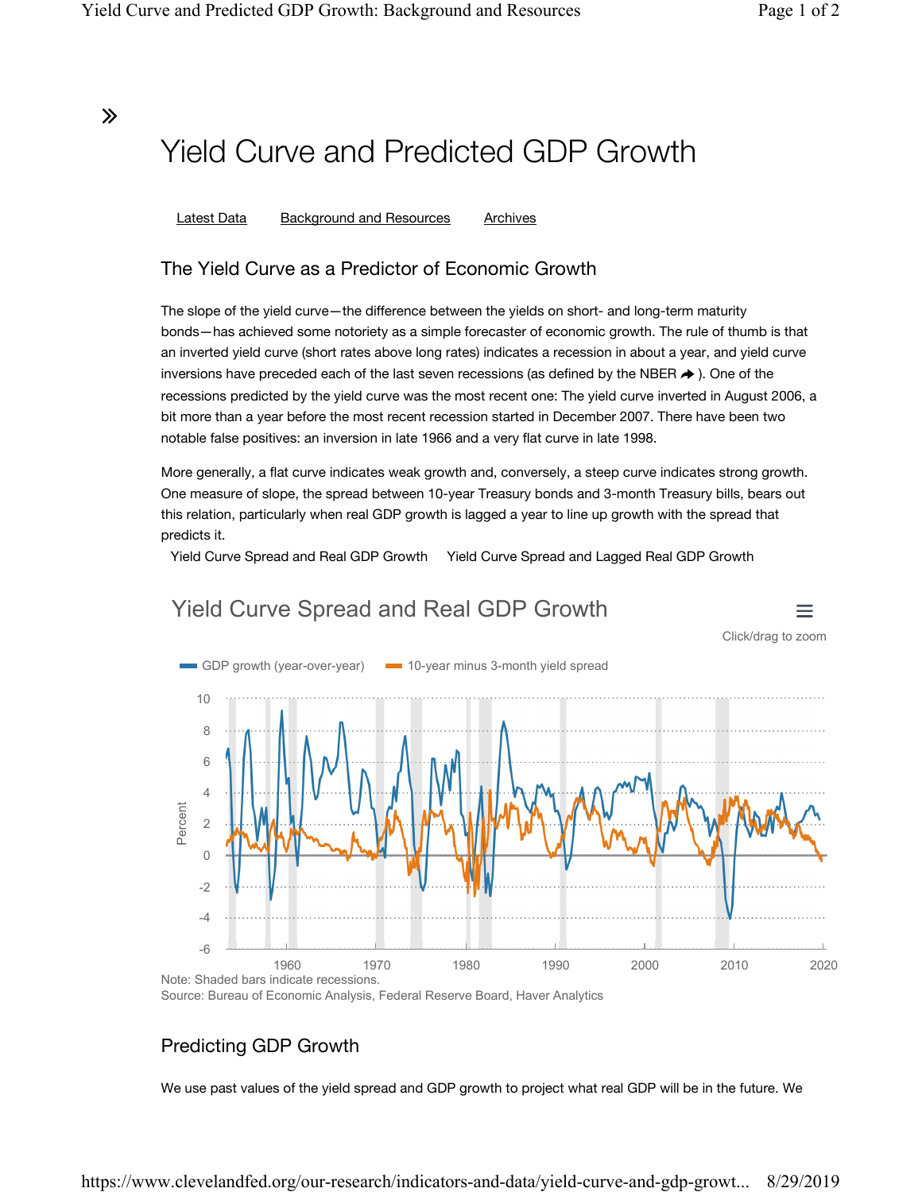# Yield Curve and Predicted GDP Growth

Latest Data    Background and Resources    Archives

## The Yield Curve as a Predictor of Economic Growth

The slope of the yield curve—the difference between the yields on short- and long-term maturity bonds—has achieved some notoriety as a simple forecaster of economic growth. The rule of thumb is that an inverted yield curve (short rates above long rates) indicates a recession in about a year, and yield curve inversions have preceded each of the last seven recessions (as defined by the NBER ). One of the recessions predicted by the yield curve was the most recent one: The yield curve inverted in August 2006, a bit more than a year before the most recent recession started in December 2007. There have been two notable false positives: an inversion in late 1966 and a very flat curve in late 1998.

More generally, a flat curve indicates weak growth and, conversely, a steep curve indicates strong growth. One measure of slope, the spread between 10-year Treasury bonds and 3-month Treasury bills, bears out this relation, particularly when real GDP growth is lagged a year to line up growth with the spread that predicts it.

Yield Curve Spread and Real GDP Growth    Yield Curve Spread and Lagged Real GDP Growth

### Yield Curve Spread and Real GDP Growth

Click/drag to zoom

Note: Shaded bars indicate recessions.
Source: Bureau of Economic Analysis, Federal Reserve Board, Haver Analytics

## Predicting GDP Growth

We use past values of the yield spread and GDP growth to project what real GDP will be in the future. We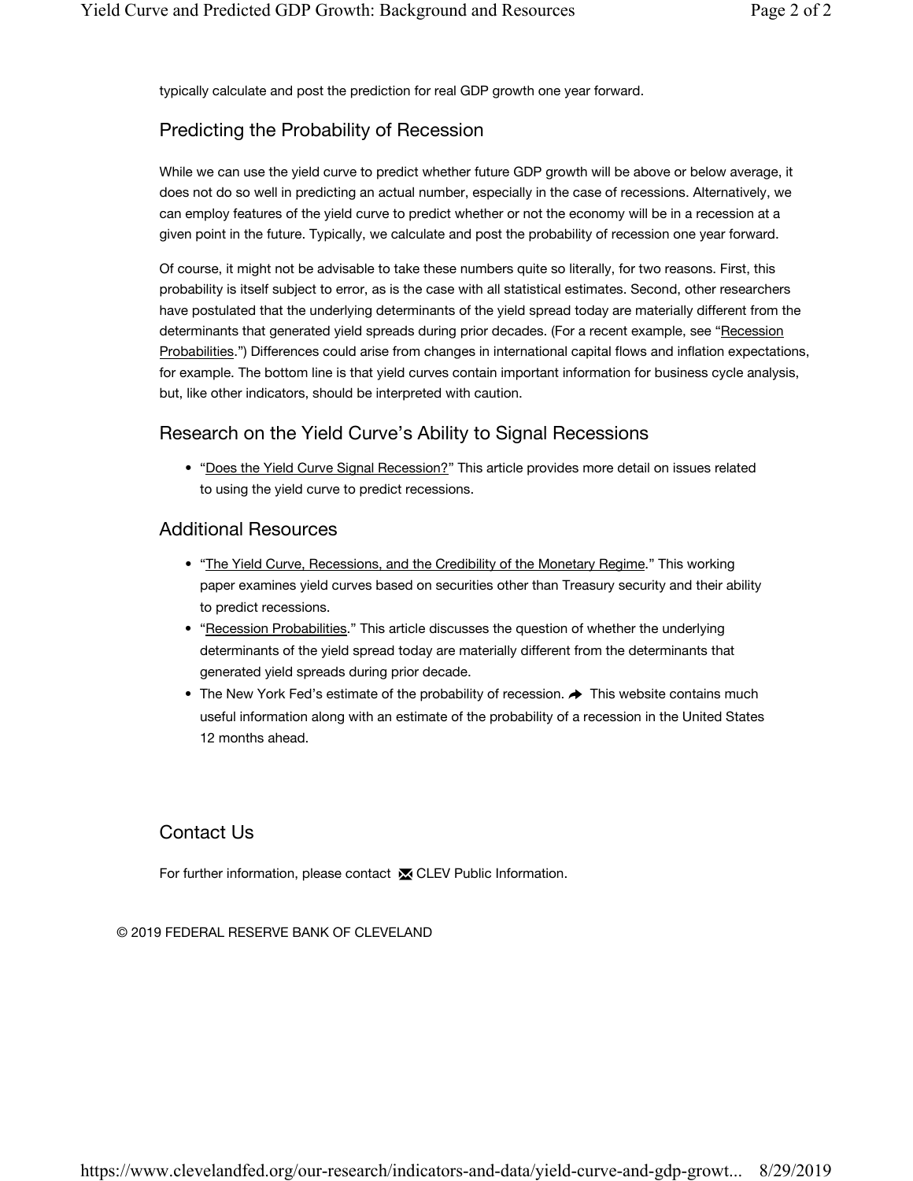typically calculate and post the prediction for real GDP growth one year forward.

## Predicting the Probability of Recession

While we can use the yield curve to predict whether future GDP growth will be above or below average, it does not do so well in predicting an actual number, especially in the case of recessions. Alternatively, we can employ features of the yield curve to predict whether or not the economy will be in a recession at a given point in the future. Typically, we calculate and post the probability of recession one year forward.

Of course, it might not be advisable to take these numbers quite so literally, for two reasons. First, this probability is itself subject to error, as is the case with all statistical estimates. Second, other researchers have postulated that the underlying determinants of the yield spread today are materially different from the determinants that generated yield spreads during prior decades. (For a recent example, see "Recession Probabilities.") Differences could arise from changes in international capital flows and inflation expectations, for example. The bottom line is that yield curves contain important information for business cycle analysis, but, like other indicators, should be interpreted with caution.

## Research on the Yield Curve's Ability to Signal Recessions

- "Does the Yield Curve Signal Recession?" This article provides more detail on issues related to using the yield curve to predict recessions.

## Additional Resources

- "The Yield Curve, Recessions, and the Credibility of the Monetary Regime." This working paper examines yield curves based on securities other than Treasury security and their ability to predict recessions.
- "Recession Probabilities." This article discusses the question of whether the underlying determinants of the yield spread today are materially different from the determinants that generated yield spreads during prior decade.
- The New York Fed's estimate of the probability of recession. This website contains much useful information along with an estimate of the probability of a recession in the United States 12 months ahead.

## Contact Us

For further information, please contact CLEV Public Information.

© 2019 FEDERAL RESERVE BANK OF CLEVELAND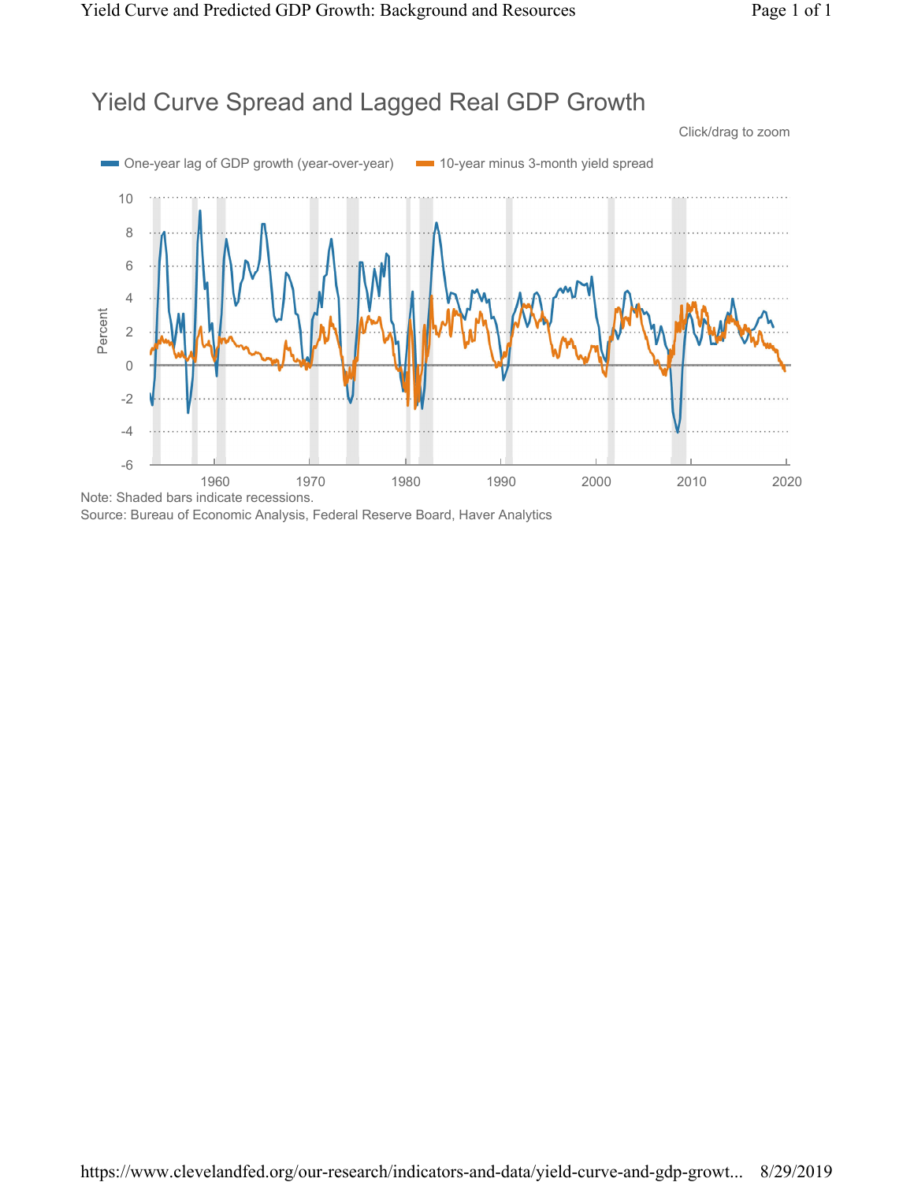## Yield Curve Spread and Lagged Real GDP Growth

Click/drag to zoom

One-year lag of GDP growth (year-over-year)
10-year minus 3-month yield spread

Percent

10
8
6
4
2
0
-2
-4
-6

1960
1970
1980
1990
2000
2010
2020

Note: Shaded bars indicate recessions.

Source: Bureau of Economic Analysis, Federal Reserve Board, Haver Analytics